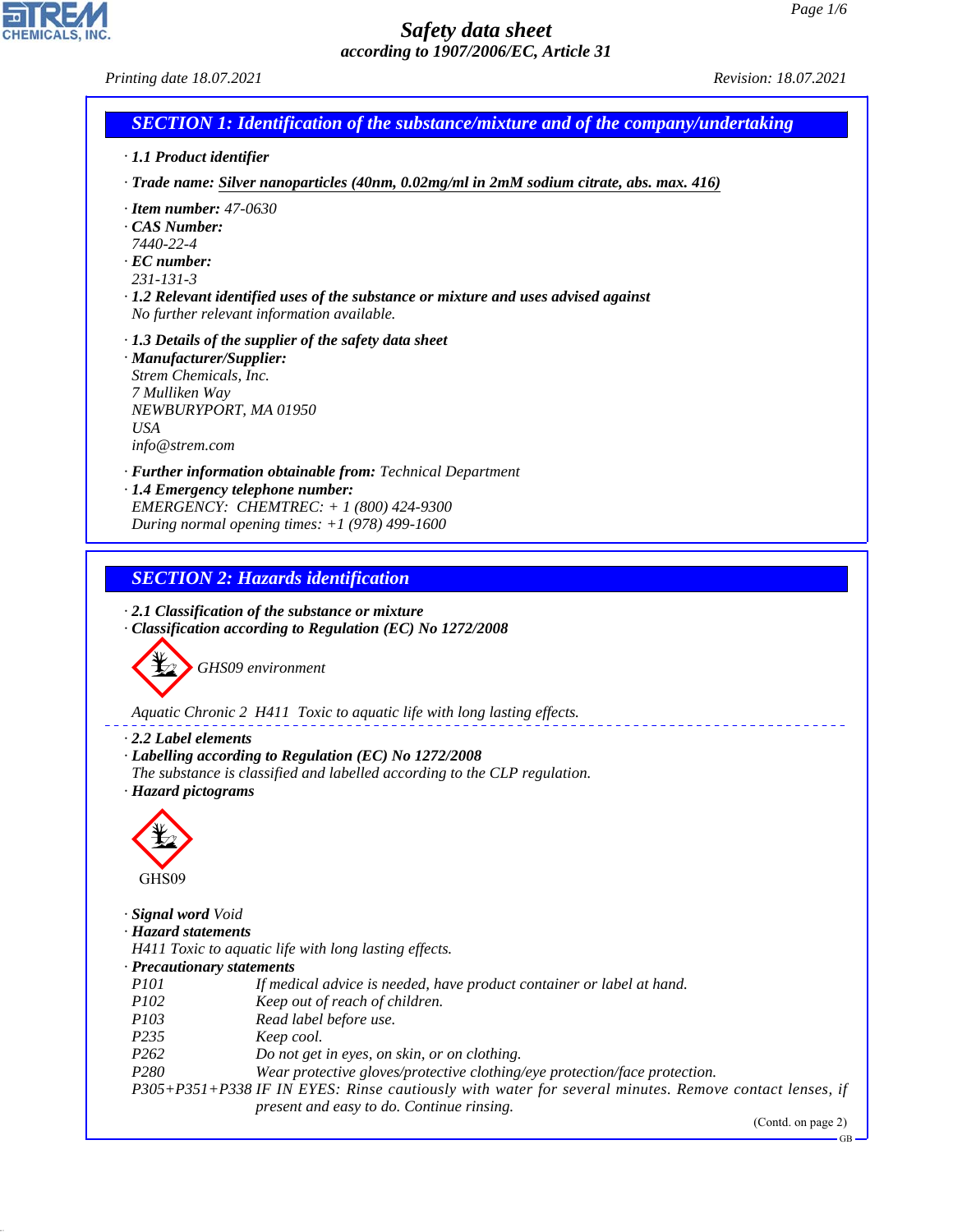# Safety data sheet

*according to 1907/2006/EC, Article 31*

Printing date 18.07.2021 Revision: 18.07.2021

## SECTION 1: Identification of the substance/mixture and of the company/undertaking

· **1.1 Product identifier**

· **Trade name:** Silver nanoparticles (40nm, 0.02mg/ml in 2mM sodium citrate, abs. max. 416)

· **Item number:** 47-0630
· **CAS Number:**
7440-22-4
· **EC number:**
231-131-3
· **1.2 Relevant identified uses of the substance or mixture and uses advised against**
No further relevant information available.

· **1.3 Details of the supplier of the safety data sheet**
· **Manufacturer/Supplier:**
Strem Chemicals, Inc.
7 Mulliken Way
NEWBURYPORT, MA 01950
USA
info@strem.com

· **Further information obtainable from:** Technical Department
· **1.4 Emergency telephone number:**
EMERGENCY: CHEMTREC: + 1 (800) 424-9300
During normal opening times: +1 (978) 499-1600

## SECTION 2: Hazards identification

· **2.1 Classification of the substance or mixture**
· **Classification according to Regulation (EC) No 1272/2008**

GHS09 environment

Aquatic Chronic 2 H411 Toxic to aquatic life with long lasting effects.

· **2.2 Label elements**
· **Labelling according to Regulation (EC) No 1272/2008**
The substance is classified and labelled according to the CLP regulation.
· **Hazard pictograms**

GHS09

· **Signal word** Void
· **Hazard statements**
H411 Toxic to aquatic life with long lasting effects.
· **Precautionary statements**

| | |
|---|---|
| P101 | If medical advice is needed, have product container or label at hand. |
| P102 | Keep out of reach of children. |
| P103 | Read label before use. |
| P235 | Keep cool. |
| P262 | Do not get in eyes, on skin, or on clothing. |
| P280 | Wear protective gloves/protective clothing/eye protection/face protection. |
| P305+P351+P338 | IF IN EYES: Rinse cautiously with water for several minutes. Remove contact lenses, if present and easy to do. Continue rinsing. |

(Contd. on page 2)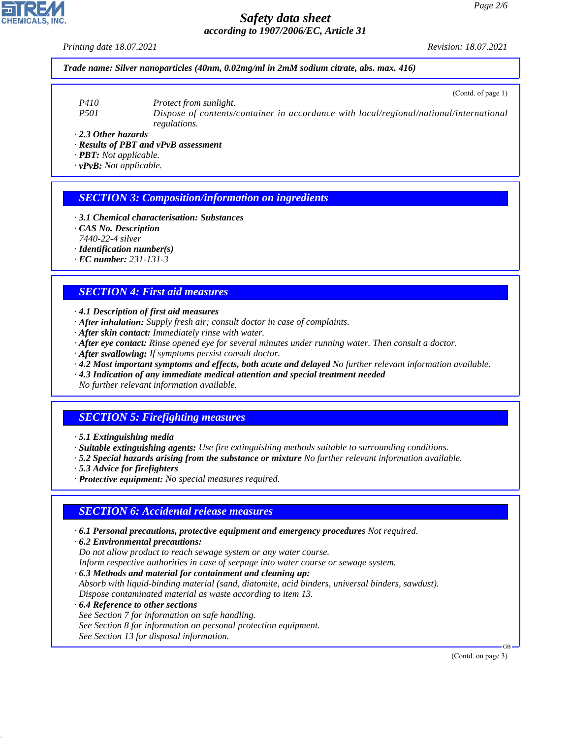**Trade name: Silver nanoparticles (40nm, 0.02mg/ml in 2mM sodium citrate, abs. max. 416)**

(Contd. of page 1)

| | |
|---|---|
| P410 | Protect from sunlight. |
| P501 | Dispose of contents/container in accordance with local/regional/national/international regulations. |

· **2.3 Other hazards**
· **Results of PBT and vPvB assessment**
· **PBT:** Not applicable.
· **vPvB:** Not applicable.

## SECTION 3: Composition/information on ingredients

· **3.1 Chemical characterisation: Substances**
· **CAS No. Description**
7440-22-4 silver
· **Identification number(s)**
· **EC number:** 231-131-3

## SECTION 4: First aid measures

· **4.1 Description of first aid measures**
· **After inhalation:** Supply fresh air; consult doctor in case of complaints.
· **After skin contact:** Immediately rinse with water.
· **After eye contact:** Rinse opened eye for several minutes under running water. Then consult a doctor.
· **After swallowing:** If symptoms persist consult doctor.
· **4.2 Most important symptoms and effects, both acute and delayed** No further relevant information available.
· **4.3 Indication of any immediate medical attention and special treatment needed**
No further relevant information available.

## SECTION 5: Firefighting measures

· **5.1 Extinguishing media**
· **Suitable extinguishing agents:** Use fire extinguishing methods suitable to surrounding conditions.
· **5.2 Special hazards arising from the substance or mixture** No further relevant information available.
· **5.3 Advice for firefighters**
· **Protective equipment:** No special measures required.

## SECTION 6: Accidental release measures

· **6.1 Personal precautions, protective equipment and emergency procedures** Not required.
· **6.2 Environmental precautions:**
Do not allow product to reach sewage system or any water course.
Inform respective authorities in case of seepage into water course or sewage system.
· **6.3 Methods and material for containment and cleaning up:**
Absorb with liquid-binding material (sand, diatomite, acid binders, universal binders, sawdust).
Dispose contaminated material as waste according to item 13.
· **6.4 Reference to other sections**
See Section 7 for information on safe handling.
See Section 8 for information on personal protection equipment.
See Section 13 for disposal information.

(Contd. on page 3)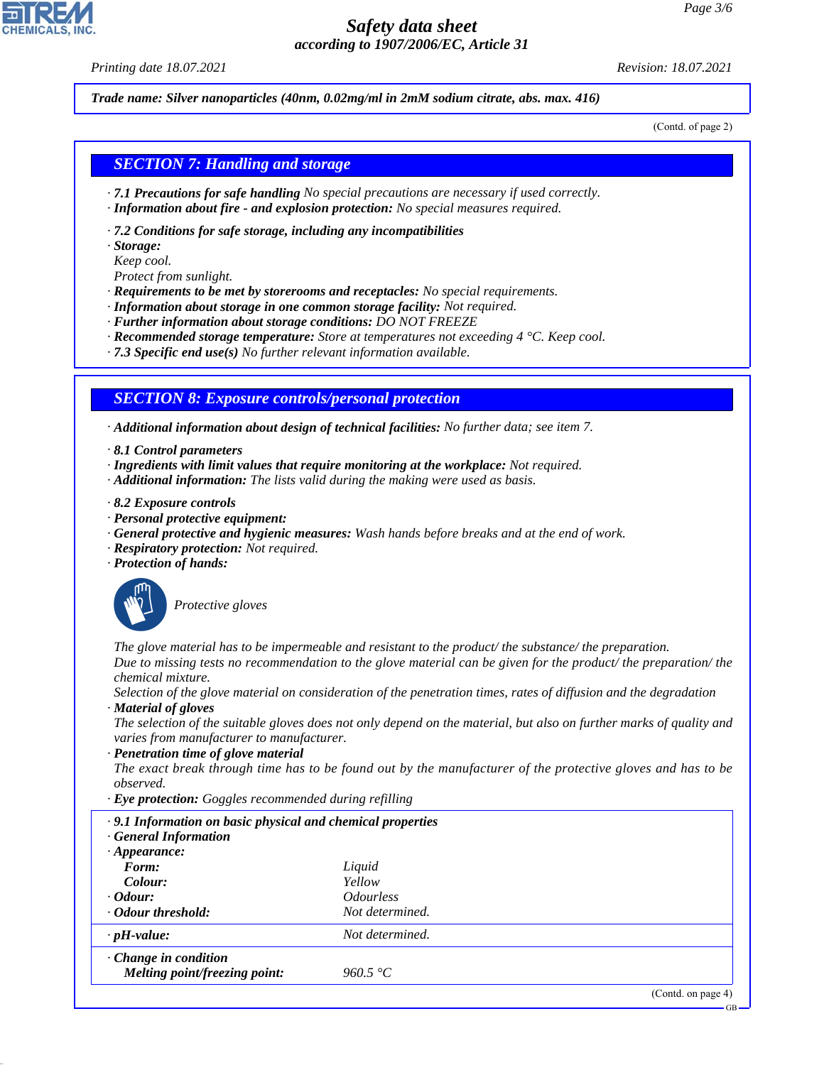Trade name: Silver nanoparticles (40nm, 0.02mg/ml in 2mM sodium citrate, abs. max. 416)

(Contd. of page 2)

## SECTION 7: Handling and storage

· **7.1 Precautions for safe handling** No special precautions are necessary if used correctly.
· **Information about fire - and explosion protection:** No special measures required.

· **7.2 Conditions for safe storage, including any incompatibilities**
· **Storage:**
Keep cool.
Protect from sunlight.
· **Requirements to be met by storerooms and receptacles:** No special requirements.
· **Information about storage in one common storage facility:** Not required.
· **Further information about storage conditions:** DO NOT FREEZE
· **Recommended storage temperature:** Store at temperatures not exceeding 4 °C. Keep cool.
· **7.3 Specific end use(s)** No further relevant information available.

## SECTION 8: Exposure controls/personal protection

· **Additional information about design of technical facilities:** No further data; see item 7.

· **8.1 Control parameters**
· **Ingredients with limit values that require monitoring at the workplace:** Not required.
· **Additional information:** The lists valid during the making were used as basis.

· **8.2 Exposure controls**
· **Personal protective equipment:**
· **General protective and hygienic measures:** Wash hands before breaks and at the end of work.
· **Respiratory protection:** Not required.
· **Protection of hands:**

Protective gloves

The glove material has to be impermeable and resistant to the product/ the substance/ the preparation.
Due to missing tests no recommendation to the glove material can be given for the product/ the preparation/ the chemical mixture.
Selection of the glove material on consideration of the penetration times, rates of diffusion and the degradation
· **Material of gloves**
The selection of the suitable gloves does not only depend on the material, but also on further marks of quality and varies from manufacturer to manufacturer.
· **Penetration time of glove material**
The exact break through time has to be found out by the manufacturer of the protective gloves and has to be observed.
· **Eye protection:** Goggles recommended during refilling

· **9.1 Information on basic physical and chemical properties**
· **General Information**
· **Appearance:**

| | |
|---|---|
| **Form:** | Liquid |
| **Colour:** | Yellow |
| **· Odour:** | Odourless |
| **· Odour threshold:** | Not determined. |
| **· pH-value:** | Not determined. |
| **· Change in condition** | |
| **Melting point/freezing point:** | 960.5 °C |

(Contd. on page 4)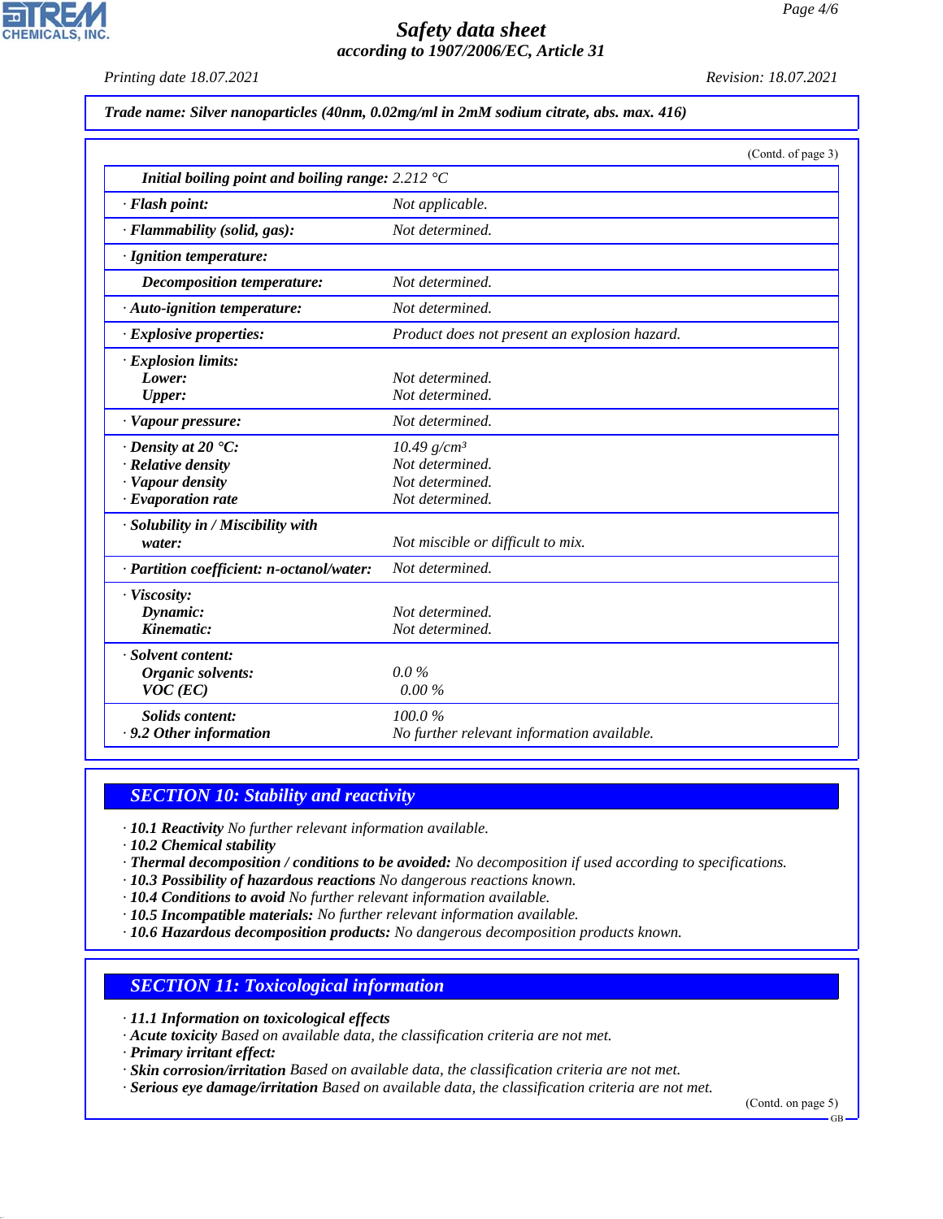**Trade name: Silver nanoparticles (40nm, 0.02mg/ml in 2mM sodium citrate, abs. max. 416)**

(Contd. of page 3)

| | |
|---|---|
| **Initial boiling point and boiling range:** 2.212 °C | |
| · **Flash point:** | Not applicable. |
| · **Flammability (solid, gas):** | Not determined. |
| · **Ignition temperature:** | |
| **Decomposition temperature:** | Not determined. |
| · **Auto-ignition temperature:** | Not determined. |
| · **Explosive properties:** | Product does not present an explosion hazard. |
| · **Explosion limits:** | |
| **Lower:** | Not determined. |
| **Upper:** | Not determined. |
| · **Vapour pressure:** | Not determined. |
| · **Density at 20 °C:** | 10.49 g/cm³ |
| · **Relative density** | Not determined. |
| · **Vapour density** | Not determined. |
| · **Evaporation rate** | Not determined. |
| · **Solubility in / Miscibility with water:** | Not miscible or difficult to mix. |
| · **Partition coefficient: n-octanol/water:** | Not determined. |
| · **Viscosity:** | |
| **Dynamic:** | Not determined. |
| **Kinematic:** | Not determined. |
| · **Solvent content:** | |
| **Organic solvents:** | 0.0 % |
| **VOC (EC)** | 0.00 % |
| **Solids content:** | 100.0 % |
| · **9.2 Other information** | No further relevant information available. |

## SECTION 10: Stability and reactivity

· **10.1 Reactivity** No further relevant information available.
· **10.2 Chemical stability**
· **Thermal decomposition / conditions to be avoided:** No decomposition if used according to specifications.
· **10.3 Possibility of hazardous reactions** No dangerous reactions known.
· **10.4 Conditions to avoid** No further relevant information available.
· **10.5 Incompatible materials:** No further relevant information available.
· **10.6 Hazardous decomposition products:** No dangerous decomposition products known.

## SECTION 11: Toxicological information

· **11.1 Information on toxicological effects**
· **Acute toxicity** Based on available data, the classification criteria are not met.
· **Primary irritant effect:**
· **Skin corrosion/irritation** Based on available data, the classification criteria are not met.
· **Serious eye damage/irritation** Based on available data, the classification criteria are not met.

(Contd. on page 5)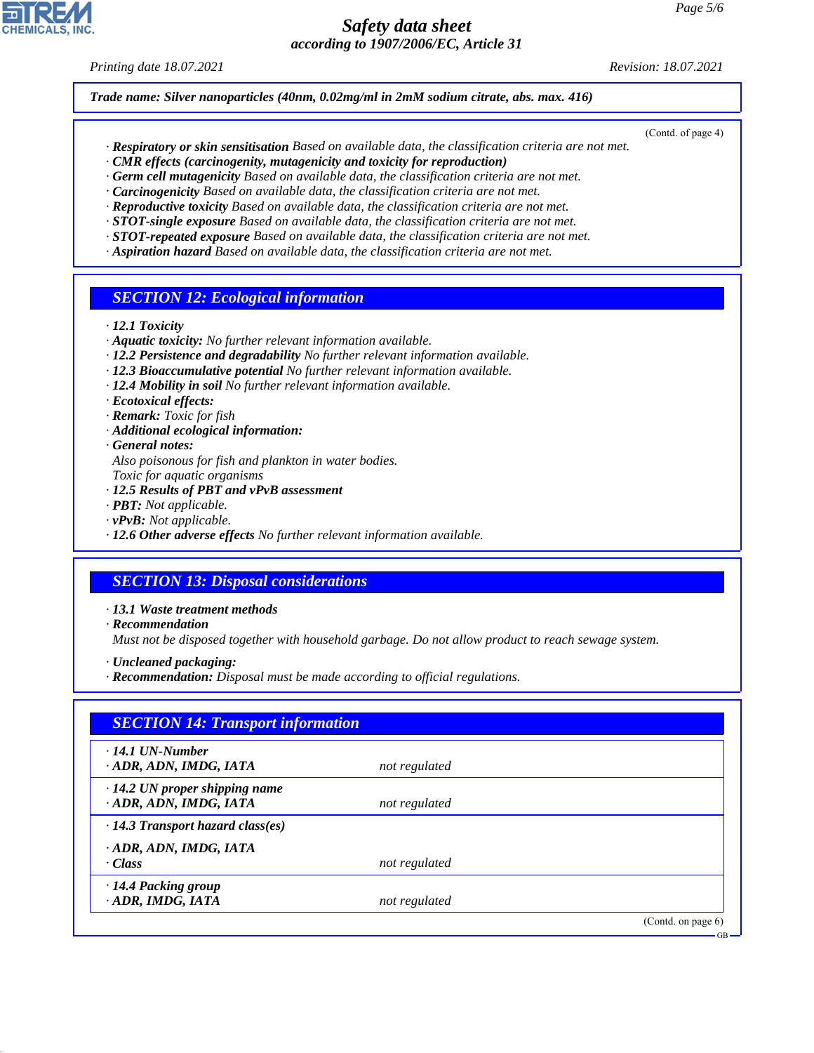**Trade name: Silver nanoparticles (40nm, 0.02mg/ml in 2mM sodium citrate, abs. max. 416)**

(Contd. of page 4)

· **Respiratory or skin sensitisation** Based on available data, the classification criteria are not met.
· **CMR effects (carcinogenity, mutagenicity and toxicity for reproduction)**
· **Germ cell mutagenicity** Based on available data, the classification criteria are not met.
· **Carcinogenicity** Based on available data, the classification criteria are not met.
· **Reproductive toxicity** Based on available data, the classification criteria are not met.
· **STOT-single exposure** Based on available data, the classification criteria are not met.
· **STOT-repeated exposure** Based on available data, the classification criteria are not met.
· **Aspiration hazard** Based on available data, the classification criteria are not met.

## SECTION 12: Ecological information

· **12.1 Toxicity**
· **Aquatic toxicity:** No further relevant information available.
· **12.2 Persistence and degradability** No further relevant information available.
· **12.3 Bioaccumulative potential** No further relevant information available.
· **12.4 Mobility in soil** No further relevant information available.
· **Ecotoxical effects:**
· **Remark:** Toxic for fish
· **Additional ecological information:**
· **General notes:**
Also poisonous for fish and plankton in water bodies.
Toxic for aquatic organisms
· **12.5 Results of PBT and vPvB assessment**
· **PBT:** Not applicable.
· **vPvB:** Not applicable.
· **12.6 Other adverse effects** No further relevant information available.

## SECTION 13: Disposal considerations

· **13.1 Waste treatment methods**
· **Recommendation**
Must not be disposed together with household garbage. Do not allow product to reach sewage system.

· **Uncleaned packaging:**
· **Recommendation:** Disposal must be made according to official regulations.

## SECTION 14: Transport information

| | |
|---|---|
| · **14.1 UN-Number**<br>· **ADR, ADN, IMDG, IATA** | not regulated |
| · **14.2 UN proper shipping name**<br>· **ADR, ADN, IMDG, IATA** | not regulated |
| · **14.3 Transport hazard class(es)**<br>· **ADR, ADN, IMDG, IATA**<br>· **Class** | not regulated |
| · **14.4 Packing group**<br>· **ADR, IMDG, IATA** | not regulated |

(Contd. on page 6)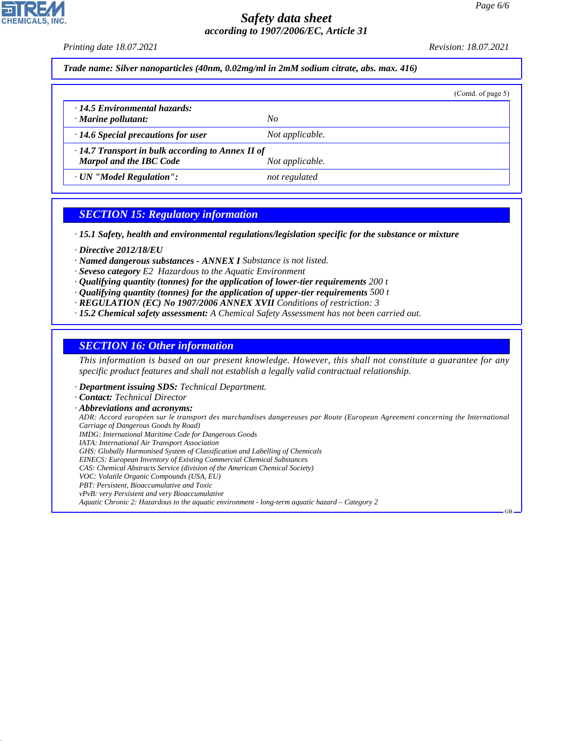**Trade name: Silver nanoparticles (40nm, 0.02mg/ml in 2mM sodium citrate, abs. max. 416)**

(Contd. of page 5)

| | |
|---|---|
| · **14.5 Environmental hazards:** · **Marine pollutant:** | No |
| · **14.6 Special precautions for user** | Not applicable. |
| · **14.7 Transport in bulk according to Annex II of Marpol and the IBC Code** | Not applicable. |
| · **UN "Model Regulation":** | not regulated |

## SECTION 15: Regulatory information

· **15.1 Safety, health and environmental regulations/legislation specific for the substance or mixture**

· **Directive 2012/18/EU**
· **Named dangerous substances - ANNEX I** Substance is not listed.
· **Seveso category** E2 Hazardous to the Aquatic Environment
· **Qualifying quantity (tonnes) for the application of lower-tier requirements** 200 t
· **Qualifying quantity (tonnes) for the application of upper-tier requirements** 500 t
· **REGULATION (EC) No 1907/2006 ANNEX XVII** Conditions of restriction: 3
· **15.2 Chemical safety assessment:** A Chemical Safety Assessment has not been carried out.

## SECTION 16: Other information

This information is based on our present knowledge. However, this shall not constitute a guarantee for any specific product features and shall not establish a legally valid contractual relationship.

· **Department issuing SDS:** Technical Department.
· **Contact:** Technical Director
· **Abbreviations and acronyms:**
ADR: Accord européen sur le transport des marchandises dangereuses par Route (European Agreement concerning the International Carriage of Dangerous Goods by Road)
IMDG: International Maritime Code for Dangerous Goods
IATA: International Air Transport Association
GHS: Globally Harmonised System of Classification and Labelling of Chemicals
EINECS: European Inventory of Existing Commercial Chemical Substances
CAS: Chemical Abstracts Service (division of the American Chemical Society)
VOC: Volatile Organic Compounds (USA, EU)
PBT: Persistent, Bioaccumulative and Toxic
vPvB: very Persistent and very Bioaccumulative
Aquatic Chronic 2: Hazardous to the aquatic environment - long-term aquatic hazard – Category 2

GB